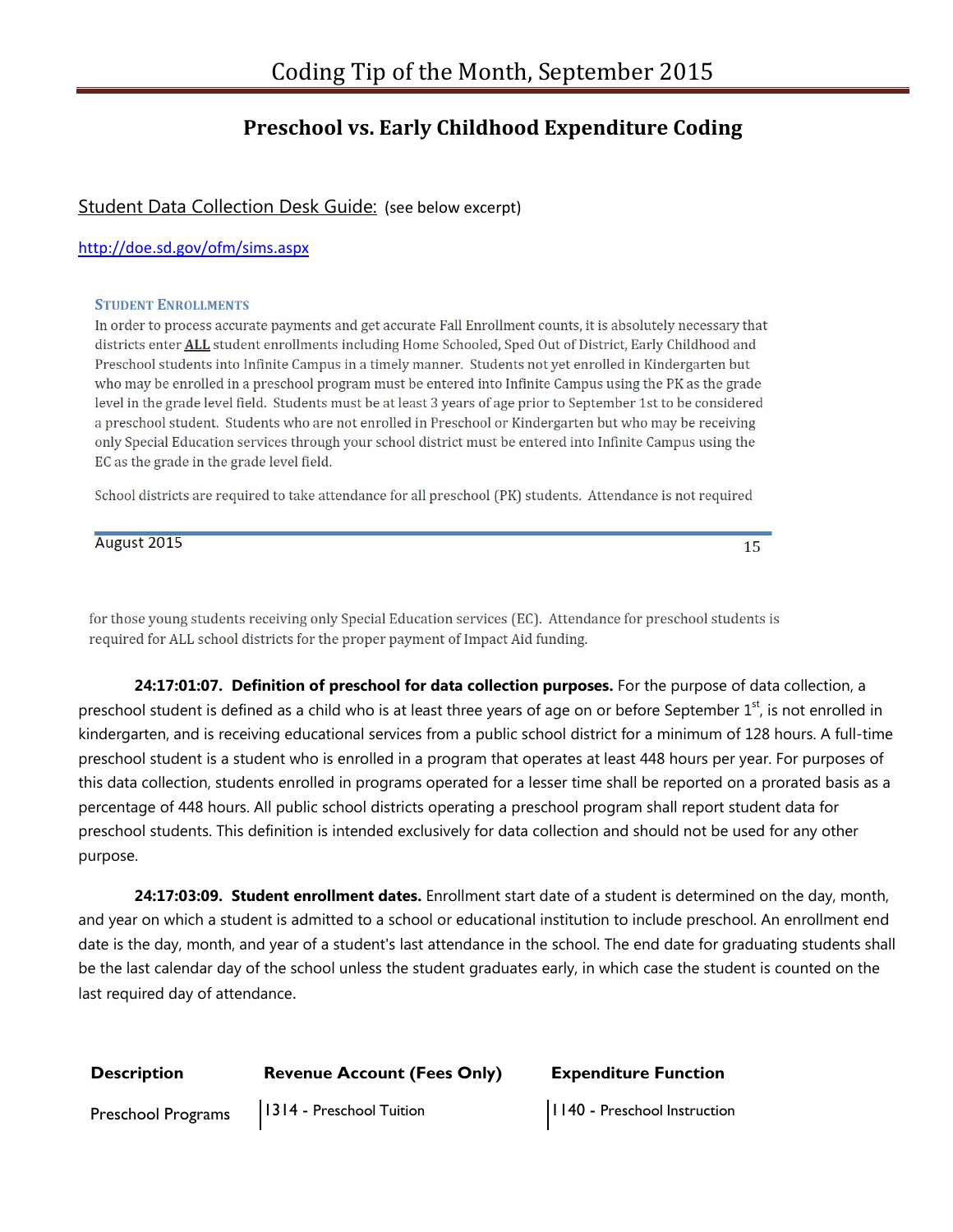# Coding Tip of the Month, September 2015

## Preschool vs. Early Childhood Expenditure Coding

Student Data Collection Desk Guide: (see below excerpt)

http://doe.sd.gov/ofm/sims.aspx

### STUDENT ENROLLMENTS

In order to process accurate payments and get accurate Fall Enrollment counts, it is absolutely necessary that districts enter **ALL** student enrollments including Home Schooled, Sped Out of District, Early Childhood and Preschool students into Infinite Campus in a timely manner. Students not yet enrolled in Kindergarten but who may be enrolled in a preschool program must be entered into Infinite Campus using the PK as the grade level in the grade level field. Students must be at least 3 years of age prior to September 1st to be considered a preschool student. Students who are not enrolled in Preschool or Kindergarten but who may be receiving only Special Education services through your school district must be entered into Infinite Campus using the EC as the grade in the grade level field.

School districts are required to take attendance for all preschool (PK) students. Attendance is not required for those young students receiving only Special Education services (EC). Attendance for preschool students is required for ALL school districts for the proper payment of Impact Aid funding.

**24:17:01:07. Definition of preschool for data collection purposes.** For the purpose of data collection, a preschool student is defined as a child who is at least three years of age on or before September 1st, is not enrolled in kindergarten, and is receiving educational services from a public school district for a minimum of 128 hours. A full-time preschool student is a student who is enrolled in a program that operates at least 448 hours per year. For purposes of this data collection, students enrolled in programs operated for a lesser time shall be reported on a prorated basis as a percentage of 448 hours. All public school districts operating a preschool program shall report student data for preschool students. This definition is intended exclusively for data collection and should not be used for any other purpose.

**24:17:03:09. Student enrollment dates.** Enrollment start date of a student is determined on the day, month, and year on which a student is admitted to a school or educational institution to include preschool. An enrollment end date is the day, month, and year of a student's last attendance in the school. The end date for graduating students shall be the last calendar day of the school unless the student graduates early, in which case the student is counted on the last required day of attendance.

| Description | Revenue Account (Fees Only) | Expenditure Function |
|---|---|---|
| Preschool Programs | 1314 - Preschool Tuition | 1140 - Preschool Instruction |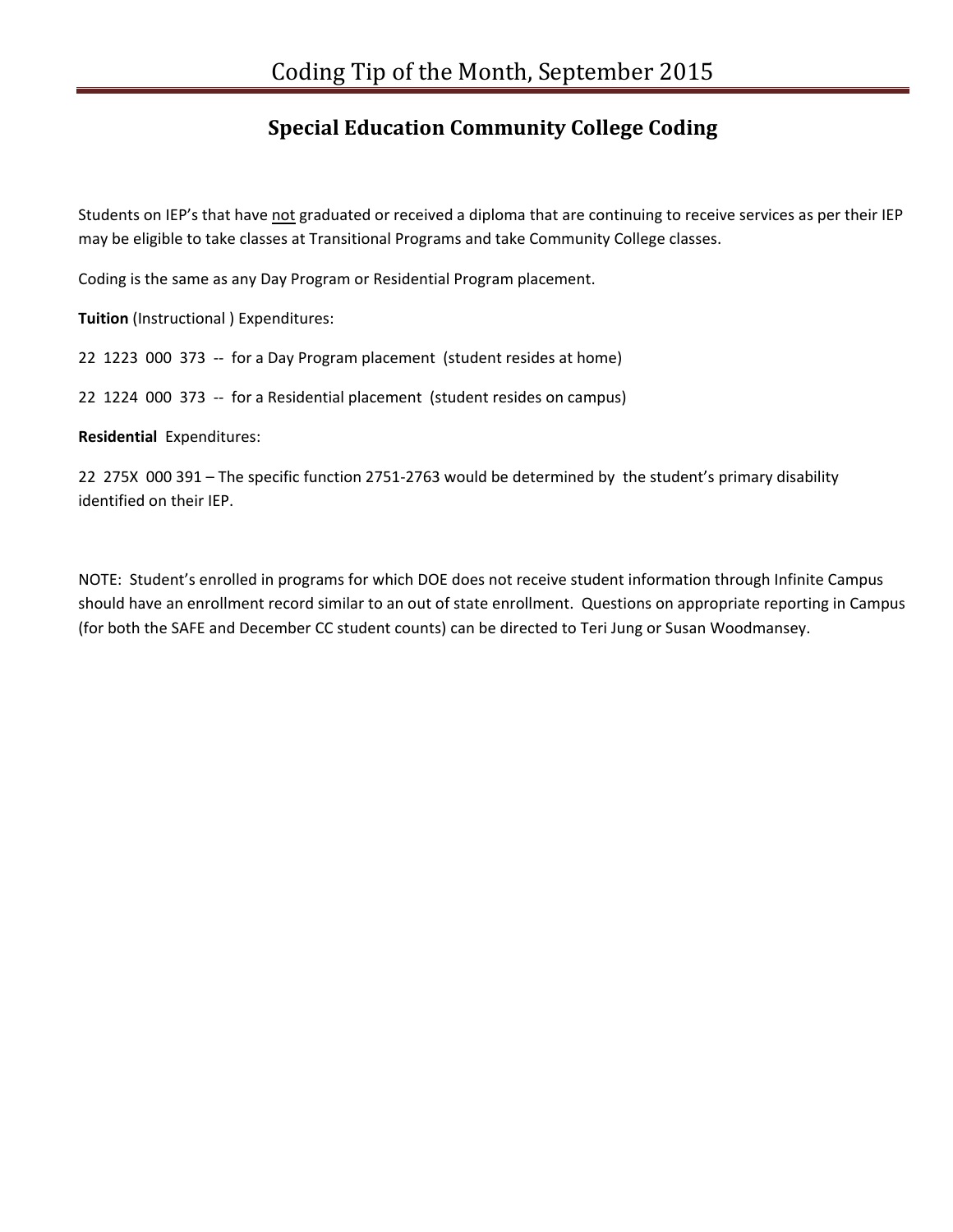# Coding Tip of the Month, September 2015

## Special Education Community College Coding

Students on IEP's that have <u>not</u> graduated or received a diploma that are continuing to receive services as per their IEP may be eligible to take classes at Transitional Programs and take Community College classes.

Coding is the same as any Day Program or Residential Program placement.

**Tuition** (Instructional ) Expenditures:

22 1223 000 373 -- for a Day Program placement (student resides at home)

22 1224 000 373 -- for a Residential placement (student resides on campus)

**Residential** Expenditures:

22 275X 000 391 – The specific function 2751-2763 would be determined by the student's primary disability identified on their IEP.

NOTE: Student's enrolled in programs for which DOE does not receive student information through Infinite Campus should have an enrollment record similar to an out of state enrollment. Questions on appropriate reporting in Campus (for both the SAFE and December CC student counts) can be directed to Teri Jung or Susan Woodmansey.